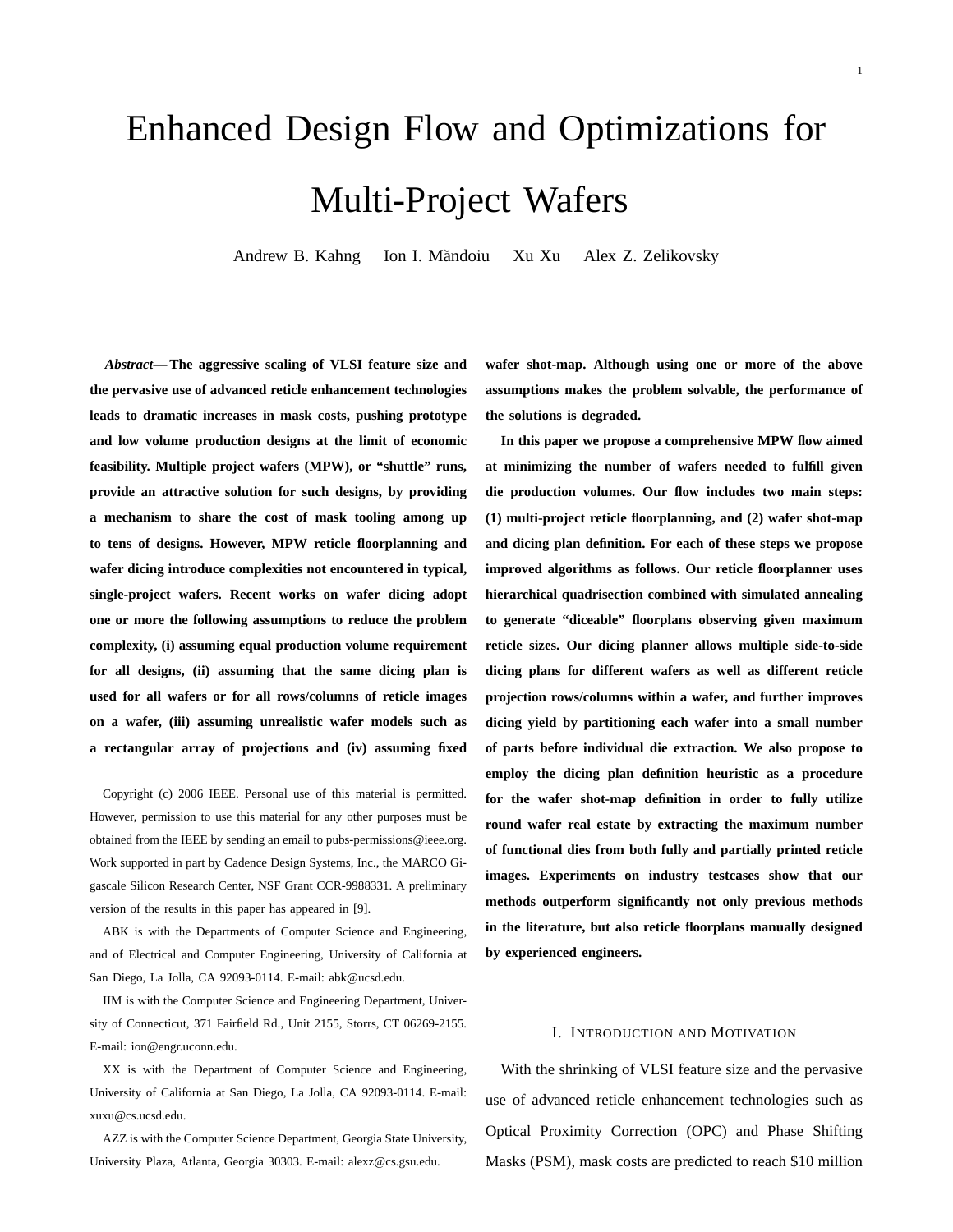# Enhanced Design Flow and Optimizations for Multi-Project Wafers

Andrew B. Kahng Ion I. Măndoiu Xu Xu Alex Z. Zelikovsky

***Abstract*— The aggressive scaling of VLSI feature size and the pervasive use of advanced reticle enhancement technologies leads to dramatic increases in mask costs, pushing prototype and low volume production designs at the limit of economic feasibility. Multiple project wafers (MPW), or "shuttle" runs, provide an attractive solution for such designs, by providing a mechanism to share the cost of mask tooling among up to tens of designs. However, MPW reticle floorplanning and wafer dicing introduce complexities not encountered in typical, single-project wafers. Recent works on wafer dicing adopt one or more the following assumptions to reduce the problem complexity, (i) assuming equal production volume requirement for all designs, (ii) assuming that the same dicing plan is used for all wafers or for all rows/columns of reticle images on a wafer, (iii) assuming unrealistic wafer models such as a rectangular array of projections and (iv) assuming fixed wafer shot-map. Although using one or more of the above assumptions makes the problem solvable, the performance of the solutions is degraded.**

**In this paper we propose a comprehensive MPW flow aimed at minimizing the number of wafers needed to fulfill given die production volumes. Our flow includes two main steps: (1) multi-project reticle floorplanning, and (2) wafer shot-map and dicing plan definition. For each of these steps we propose improved algorithms as follows. Our reticle floorplanner uses hierarchical quadrisection combined with simulated annealing to generate "diceable" floorplans observing given maximum reticle sizes. Our dicing planner allows multiple side-to-side dicing plans for different wafers as well as different reticle projection rows/columns within a wafer, and further improves dicing yield by partitioning each wafer into a small number of parts before individual die extraction. We also propose to employ the dicing plan definition heuristic as a procedure for the wafer shot-map definition in order to fully utilize round wafer real estate by extracting the maximum number of functional dies from both fully and partially printed reticle images. Experiments on industry testcases show that our methods outperform significantly not only previous methods in the literature, but also reticle floorplans manually designed by experienced engineers.**

Copyright (c) 2006 IEEE. Personal use of this material is permitted. However, permission to use this material for any other purposes must be obtained from the IEEE by sending an email to pubs-permissions@ieee.org. Work supported in part by Cadence Design Systems, Inc., the MARCO Gigascale Silicon Research Center, NSF Grant CCR-9988331. A preliminary version of the results in this paper has appeared in [9].

ABK is with the Departments of Computer Science and Engineering, and of Electrical and Computer Engineering, University of California at San Diego, La Jolla, CA 92093-0114. E-mail: abk@ucsd.edu.

IIM is with the Computer Science and Engineering Department, University of Connecticut, 371 Fairfield Rd., Unit 2155, Storrs, CT 06269-2155. E-mail: ion@engr.uconn.edu.

XX is with the Department of Computer Science and Engineering, University of California at San Diego, La Jolla, CA 92093-0114. E-mail: xuxu@cs.ucsd.edu.

AZZ is with the Computer Science Department, Georgia State University, University Plaza, Atlanta, Georgia 30303. E-mail: alexz@cs.gsu.edu.

## I. Introduction and Motivation

With the shrinking of VLSI feature size and the pervasive use of advanced reticle enhancement technologies such as Optical Proximity Correction (OPC) and Phase Shifting Masks (PSM), mask costs are predicted to reach $10 million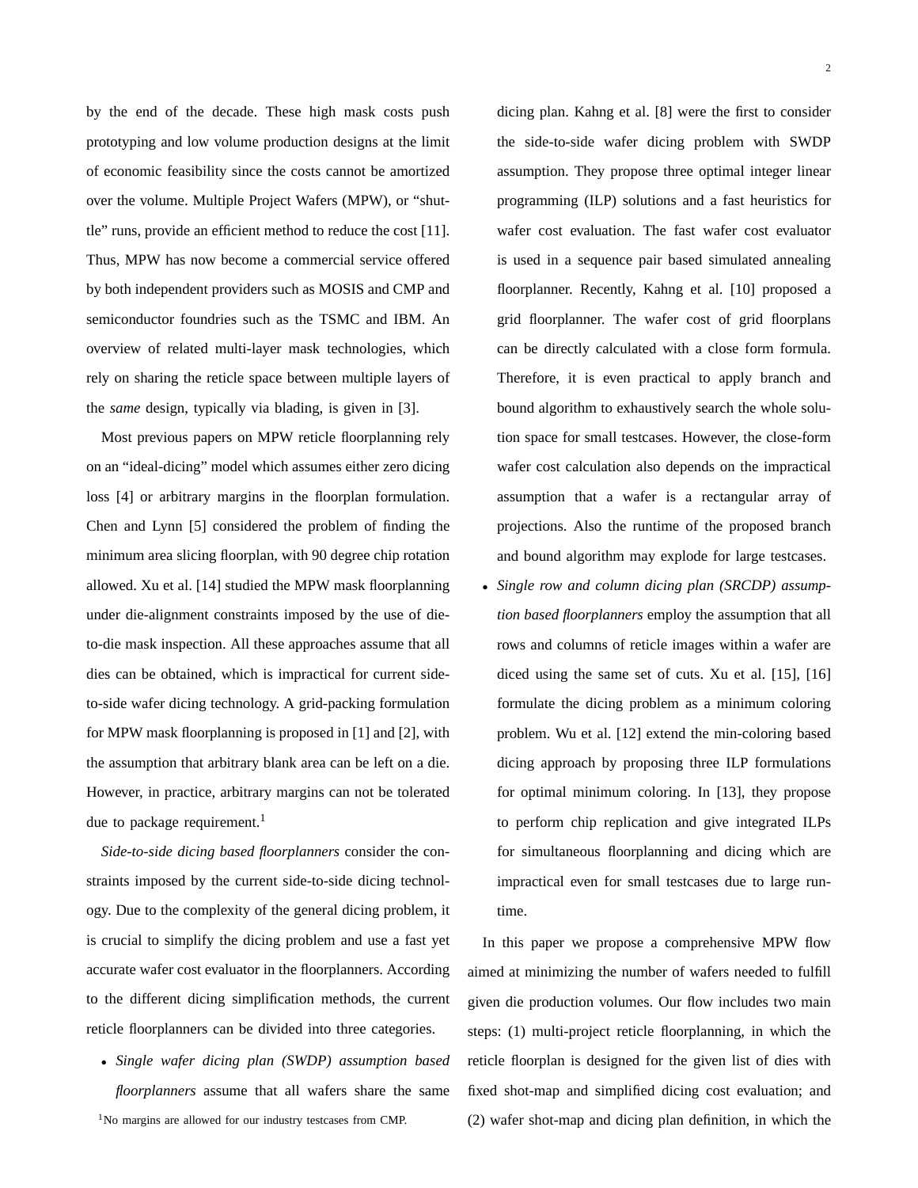by the end of the decade. These high mask costs push prototyping and low volume production designs at the limit of economic feasibility since the costs cannot be amortized over the volume. Multiple Project Wafers (MPW), or "shuttle" runs, provide an efficient method to reduce the cost [11]. Thus, MPW has now become a commercial service offered by both independent providers such as MOSIS and CMP and semiconductor foundries such as the TSMC and IBM. An overview of related multi-layer mask technologies, which rely on sharing the reticle space between multiple layers of the *same* design, typically via blading, is given in [3].

Most previous papers on MPW reticle floorplanning rely on an "ideal-dicing" model which assumes either zero dicing loss [4] or arbitrary margins in the floorplan formulation. Chen and Lynn [5] considered the problem of finding the minimum area slicing floorplan, with 90 degree chip rotation allowed. Xu et al. [14] studied the MPW mask floorplanning under die-alignment constraints imposed by the use of die-to-die mask inspection. All these approaches assume that all dies can be obtained, which is impractical for current side-to-side wafer dicing technology. A grid-packing formulation for MPW mask floorplanning is proposed in [1] and [2], with the assumption that arbitrary blank area can be left on a die. However, in practice, arbitrary margins can not be tolerated due to package requirement.[1]

*Side-to-side dicing based floorplanners* consider the constraints imposed by the current side-to-side dicing technology. Due to the complexity of the general dicing problem, it is crucial to simplify the dicing problem and use a fast yet accurate wafer cost evaluator in the floorplanners. According to the different dicing simplification methods, the current reticle floorplanners can be divided into three categories.

- *Single wafer dicing plan (SWDP) assumption based floorplanners* assume that all wafers share the same dicing plan. Kahng et al. [8] were the first to consider the side-to-side wafer dicing problem with SWDP assumption. They propose three optimal integer linear programming (ILP) solutions and a fast heuristics for wafer cost evaluation. The fast wafer cost evaluator is used in a sequence pair based simulated annealing floorplanner. Recently, Kahng et al. [10] proposed a grid floorplanner. The wafer cost of grid floorplans can be directly calculated with a close form formula. Therefore, it is even practical to apply branch and bound algorithm to exhaustively search the whole solution space for small testcases. However, the close-form wafer cost calculation also depends on the impractical assumption that a wafer is a rectangular array of projections. Also the runtime of the proposed branch and bound algorithm may explode for large testcases.
- *Single row and column dicing plan (SRCDP) assumption based floorplanners* employ the assumption that all rows and columns of reticle images within a wafer are diced using the same set of cuts. Xu et al. [15], [16] formulate the dicing problem as a minimum coloring problem. Wu et al. [12] extend the min-coloring based dicing approach by proposing three ILP formulations for optimal minimum coloring. In [13], they propose to perform chip replication and give integrated ILPs for simultaneous floorplanning and dicing which are impractical even for small testcases due to large runtime.

In this paper we propose a comprehensive MPW flow aimed at minimizing the number of wafers needed to fulfill given die production volumes. Our flow includes two main steps: (1) multi-project reticle floorplanning, in which the reticle floorplan is designed for the given list of dies with fixed shot-map and simplified dicing cost evaluation; and (2) wafer shot-map and dicing plan definition, in which the

[1]No margins are allowed for our industry testcases from CMP.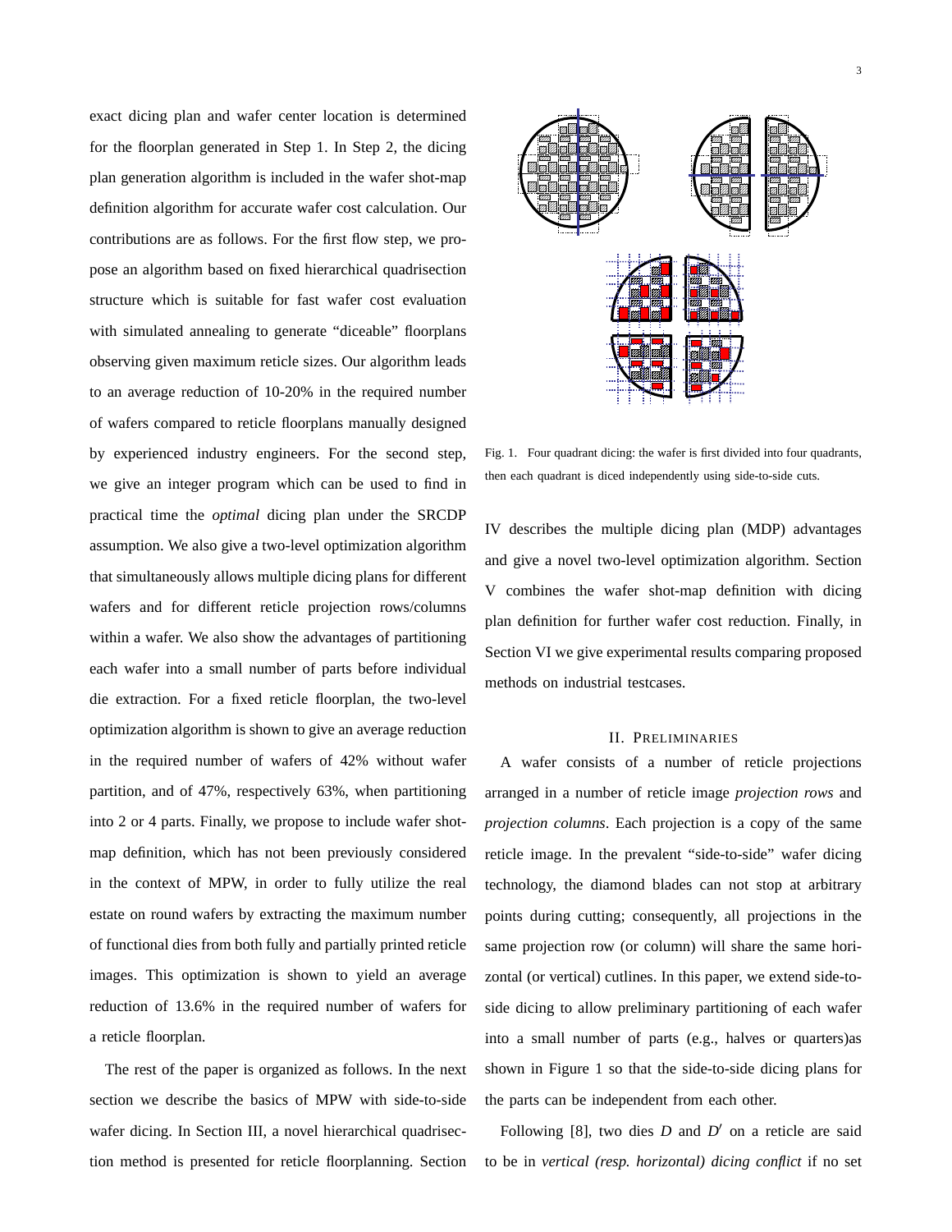exact dicing plan and wafer center location is determined for the floorplan generated in Step 1. In Step 2, the dicing plan generation algorithm is included in the wafer shot-map definition algorithm for accurate wafer cost calculation. Our contributions are as follows. For the first flow step, we propose an algorithm based on fixed hierarchical quadrisection structure which is suitable for fast wafer cost evaluation with simulated annealing to generate "diceable" floorplans observing given maximum reticle sizes. Our algorithm leads to an average reduction of 10-20% in the required number of wafers compared to reticle floorplans manually designed by experienced industry engineers. For the second step, we give an integer program which can be used to find in practical time the *optimal* dicing plan under the SRCDP assumption. We also give a two-level optimization algorithm that simultaneously allows multiple dicing plans for different wafers and for different reticle projection rows/columns within a wafer. We also show the advantages of partitioning each wafer into a small number of parts before individual die extraction. For a fixed reticle floorplan, the two-level optimization algorithm is shown to give an average reduction in the required number of wafers of 42% without wafer partition, and of 47%, respectively 63%, when partitioning into 2 or 4 parts. Finally, we propose to include wafer shot-map definition, which has not been previously considered in the context of MPW, in order to fully utilize the real estate on round wafers by extracting the maximum number of functional dies from both fully and partially printed reticle images. This optimization is shown to yield an average reduction of 13.6% in the required number of wafers for a reticle floorplan.

The rest of the paper is organized as follows. In the next section we describe the basics of MPW with side-to-side wafer dicing. In Section III, a novel hierarchical quadrisection method is presented for reticle floorplanning. Section IV describes the multiple dicing plan (MDP) advantages and give a novel two-level optimization algorithm. Section V combines the wafer shot-map definition with dicing plan definition for further wafer cost reduction. Finally, in Section VI we give experimental results comparing proposed methods on industrial testcases.

Fig. 1. Four quadrant dicing: the wafer is first divided into four quadrants, then each quadrant is diced independently using side-to-side cuts.

## II. Preliminaries

A wafer consists of a number of reticle projections arranged in a number of reticle image *projection rows* and *projection columns*. Each projection is a copy of the same reticle image. In the prevalent "side-to-side" wafer dicing technology, the diamond blades can not stop at arbitrary points during cutting; consequently, all projections in the same projection row (or column) will share the same horizontal (or vertical) cutlines. In this paper, we extend side-to-side dicing to allow preliminary partitioning of each wafer into a small number of parts (e.g., halves or quarters)as shown in Figure 1 so that the side-to-side dicing plans for the parts can be independent from each other.

Following [8], two dies $D$ and $D'$ on a reticle are said to be in *vertical (resp. horizontal) dicing conflict* if no set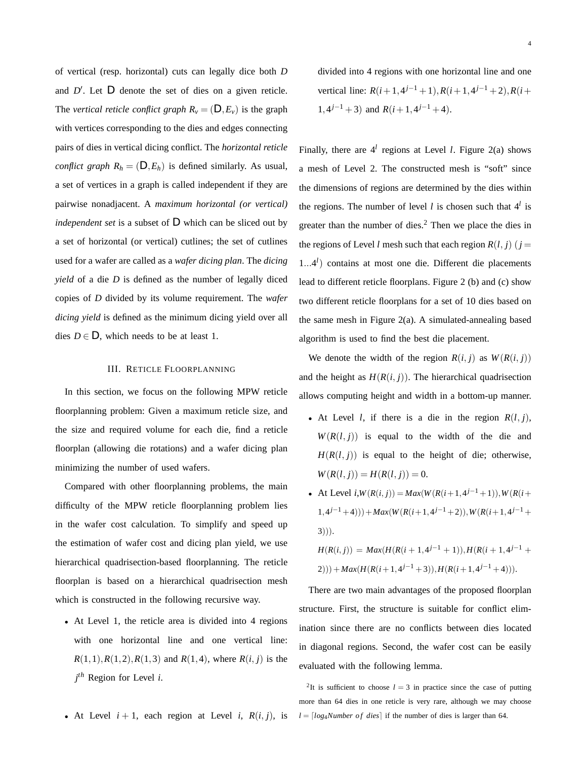of vertical (resp. horizontal) cuts can legally dice both $D$ and $D'$. Let $\mathsf{D}$ denote the set of dies on a given reticle. The *vertical reticle conflict graph* $R_v = (\mathsf{D}, E_v)$ is the graph with vertices corresponding to the dies and edges connecting pairs of dies in vertical dicing conflict. The *horizontal reticle conflict graph* $R_h = (\mathsf{D}, E_h)$ is defined similarly. As usual, a set of vertices in a graph is called independent if they are pairwise nonadjacent. A *maximum horizontal (or vertical) independent set* is a subset of $\mathsf{D}$ which can be sliced out by a set of horizontal (or vertical) cutlines; the set of cutlines used for a wafer are called as a *wafer dicing plan*. The *dicing yield* of a die $D$ is defined as the number of legally diced copies of $D$ divided by its volume requirement. The *wafer dicing yield* is defined as the minimum dicing yield over all dies $D \in \mathsf{D}$, which needs to be at least 1.

## III. Reticle Floorplanning

In this section, we focus on the following MPW reticle floorplanning problem: Given a maximum reticle size, and the size and required volume for each die, find a reticle floorplan (allowing die rotations) and a wafer dicing plan minimizing the number of used wafers.

Compared with other floorplanning problems, the main difficulty of the MPW reticle floorplanning problem lies in the wafer cost calculation. To simplify and speed up the estimation of wafer cost and dicing plan yield, we use hierarchical quadrisection-based floorplanning. The reticle floorplan is based on a hierarchical quadrisection mesh which is constructed in the following recursive way.

- At Level 1, the reticle area is divided into 4 regions with one horizontal line and one vertical line: $R(1,1), R(1,2), R(1,3)$ and $R(1,4)$, where $R(i,j)$ is the $j^{th}$ Region for Level $i$.
- At Level $i+1$, each region at Level $i$, $R(i,j)$, is divided into 4 regions with one horizontal line and one vertical line: $R(i+1, 4^{j-1}+1), R(i+1, 4^{j-1}+2), R(i+1, 4^{j-1}+3)$ and $R(i+1, 4^{j-1}+4)$.

Finally, there are $4^l$ regions at Level $l$. Figure 2(a) shows a mesh of Level 2. The constructed mesh is "soft" since the dimensions of regions are determined by the dies within the regions. The number of level $l$ is chosen such that $4^l$ is greater than the number of dies.[2] Then we place the dies in the regions of Level $l$ mesh such that each region $R(l,j)$ ($j = 1...4^l$) contains at most one die. Different die placements lead to different reticle floorplans. Figure 2 (b) and (c) show two different reticle floorplans for a set of 10 dies based on the same mesh in Figure 2(a). A simulated-annealing based algorithm is used to find the best die placement.

We denote the width of the region $R(i,j)$ as $W(R(i,j))$ and the height as $H(R(i,j))$. The hierarchical quadrisection allows computing height and width in a bottom-up manner.

- At Level $l$, if there is a die in the region $R(l,j)$, $W(R(l,j))$ is equal to the width of the die and $H(R(l,j))$ is equal to the height of die; otherwise, $W(R(l,j)) = H(R(l,j)) = 0$.
- At Level $i$, $W(R(i,j)) = Max(W(R(i+1, 4^{j-1}+1)), W(R(i+1, 4^{j-1}+4))) + Max(W(R(i+1, 4^{j-1}+2)), W(R(i+1, 4^{j-1}+3)))$.
  $H(R(i,j)) = Max(H(R(i+1, 4^{j-1}+1)), H(R(i+1, 4^{j-1}+2))) + Max(H(R(i+1, 4^{j-1}+3)), H(R(i+1, 4^{j-1}+4)))$.

There are two main advantages of the proposed floorplan structure. First, the structure is suitable for conflict elimination since there are no conflicts between dies located in diagonal regions. Second, the wafer cost can be easily evaluated with the following lemma.

[2] It is sufficient to choose $l = 3$ in practice since the case of putting more than 64 dies in one reticle is very rare, although we may choose $l = \lceil log_4 Number\ of\ dies \rceil$ if the number of dies is larger than 64.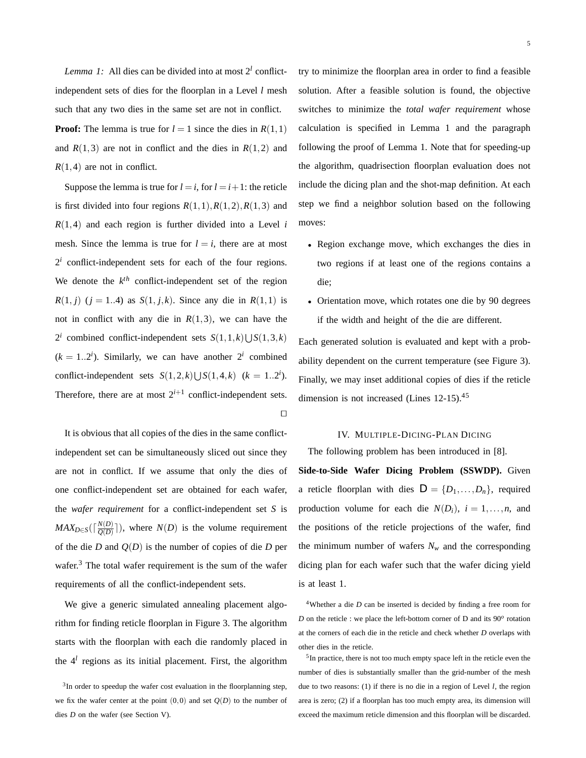*Lemma 1:* All dies can be divided into at most $2^l$ conflict-independent sets of dies for the floorplan in a Level $l$ mesh such that any two dies in the same set are not in conflict.

**Proof:** The lemma is true for $l = 1$ since the dies in $R(1,1)$ and $R(1,3)$ are not in conflict and the dies in $R(1,2)$ and $R(1,4)$ are not in conflict.

Suppose the lemma is true for $l = i$, for $l = i+1$: the reticle is first divided into four regions $R(1,1), R(1,2), R(1,3)$ and $R(1,4)$ and each region is further divided into a Level $i$ mesh. Since the lemma is true for $l = i$, there are at most $2^i$ conflict-independent sets for each of the four regions. We denote the $k^{th}$ conflict-independent set of the region $R(1, j)$ $(j = 1..4)$ as $S(1, j, k)$. Since any die in $R(1,1)$ is not in conflict with any die in $R(1,3)$, we can have the $2^i$ combined conflict-independent sets $S(1,1,k) \bigcup S(1,3,k)$ $(k = 1..2^i)$. Similarly, we can have another $2^i$ combined conflict-independent sets $S(1,2,k) \bigcup S(1,4,k)$ $(k = 1..2^i)$. Therefore, there are at most $2^{i+1}$ conflict-independent sets. □

It is obvious that all copies of the dies in the same conflict-independent set can be simultaneously sliced out since they are not in conflict. If we assume that only the dies of one conflict-independent set are obtained for each wafer, the *wafer requirement* for a conflict-independent set $S$ is $MAX_{D \in S}(\lceil \frac{N(D)}{Q(D)} \rceil)$, where $N(D)$ is the volume requirement of the die $D$ and $Q(D)$ is the number of copies of die $D$ per wafer.[3] The total wafer requirement is the sum of the wafer requirements of all the conflict-independent sets.

We give a generic simulated annealing placement algorithm for finding reticle floorplan in Figure 3. The algorithm starts with the floorplan with each die randomly placed in the $4^l$ regions as its initial placement. First, the algorithm try to minimize the floorplan area in order to find a feasible solution. After a feasible solution is found, the objective switches to minimize the *total wafer requirement* whose calculation is specified in Lemma 1 and the paragraph following the proof of Lemma 1. Note that for speeding-up the algorithm, quadrisection floorplan evaluation does not include the dicing plan and the shot-map definition. At each step we find a neighbor solution based on the following moves:

- Region exchange move, which exchanges the dies in two regions if at least one of the regions contains a die;
- Orientation move, which rotates one die by 90 degrees if the width and height of the die are different.

Each generated solution is evaluated and kept with a probability dependent on the current temperature (see Figure 3). Finally, we may inset additional copies of dies if the reticle dimension is not increased (Lines 12-15).[4][5]

## IV. Multiple-Dicing-Plan Dicing

The following problem has been introduced in [8].

**Side-to-Side Wafer Dicing Problem (SSWDP).** Given a reticle floorplan with dies $\mathsf{D} = \{D_1, \ldots, D_n\}$, required production volume for each die $N(D_i)$, $i = 1, \ldots, n$, and the positions of the reticle projections of the wafer, find the minimum number of wafers $N_w$ and the corresponding dicing plan for each wafer such that the wafer dicing yield is at least 1.

[3] In order to speedup the wafer cost evaluation in the floorplanning step, we fix the wafer center at the point $(0,0)$ and set $Q(D)$ to the number of dies $D$ on the wafer (see Section V).

[4] Whether a die $D$ can be inserted is decided by finding a free room for $D$ on the reticle : we place the left-bottom corner of D and its $90^o$ rotation at the corners of each die in the reticle and check whether $D$ overlaps with other dies in the reticle.

[5] In practice, there is not too much empty space left in the reticle even the number of dies is substantially smaller than the grid-number of the mesh due to two reasons: (1) if there is no die in a region of Level $l$, the region area is zero; (2) if a floorplan has too much empty area, its dimension will exceed the maximum reticle dimension and this floorplan will be discarded.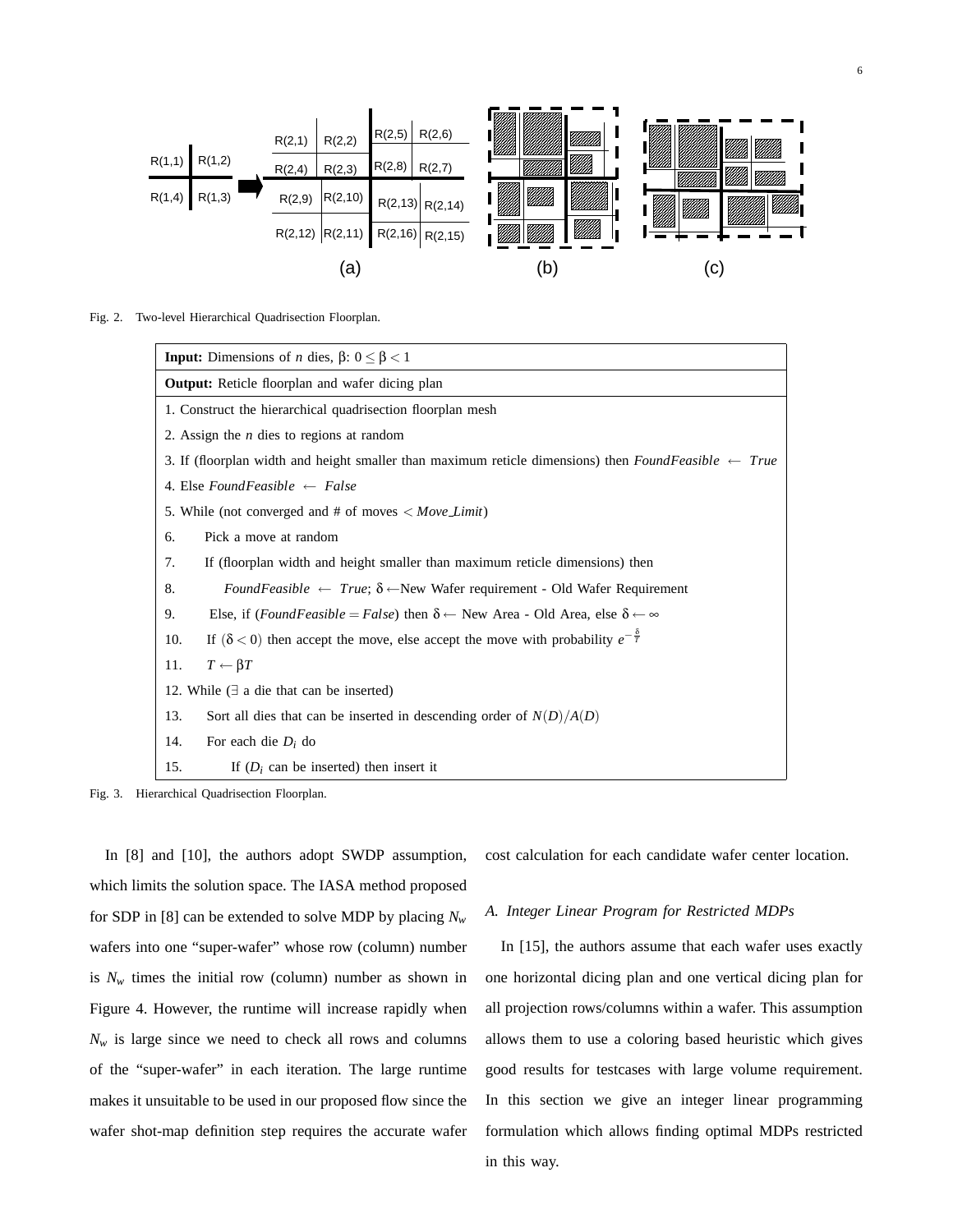Fig. 2. Two-level Hierarchical Quadrisection Floorplan.

| **Input:** Dimensions of $n$ dies, $\beta$: $0 \leq \beta < 1$ |
|---|
| **Output:** Reticle floorplan and wafer dicing plan |
| 1. Construct the hierarchical quadrisection floorplan mesh<br>2. Assign the $n$ dies to regions at random<br>3. If (floorplan width and height smaller than maximum reticle dimensions) then $FoundFeasible \leftarrow True$<br>4. Else $FoundFeasible \leftarrow False$<br>5. While (not converged and # of moves $< Move\_Limit$)<br>6. Pick a move at random<br>7. If (floorplan width and height smaller than maximum reticle dimensions) then<br>8. $FoundFeasible \leftarrow True$; $\delta \leftarrow$New Wafer requirement - Old Wafer Requirement<br>9. Else, if ($FoundFeasible = False$) then $\delta \leftarrow$ New Area - Old Area, else $\delta \leftarrow \infty$<br>10. If $(\delta < 0)$ then accept the move, else accept the move with probability $e^{-\frac{\delta}{T}}$<br>11. $T \leftarrow \beta T$<br>12. While ($\exists$ a die that can be inserted)<br>13. Sort all dies that can be inserted in descending order of $N(D)/A(D)$<br>14. For each die $D_i$ do<br>15. If ($D_i$ can be inserted) then insert it |

Fig. 3. Hierarchical Quadrisection Floorplan.

In [8] and [10], the authors adopt SWDP assumption, which limits the solution space. The IASA method proposed for SDP in [8] can be extended to solve MDP by placing $N_w$ wafers into one "super-wafer" whose row (column) number is $N_w$ times the initial row (column) number as shown in Figure 4. However, the runtime will increase rapidly when $N_w$ is large since we need to check all rows and columns of the "super-wafer" in each iteration. The large runtime makes it unsuitable to be used in our proposed flow since the wafer shot-map definition step requires the accurate wafer cost calculation for each candidate wafer center location.

### A. Integer Linear Program for Restricted MDPs

In [15], the authors assume that each wafer uses exactly one horizontal dicing plan and one vertical dicing plan for all projection rows/columns within a wafer. This assumption allows them to use a coloring based heuristic which gives good results for testcases with large volume requirement. In this section we give an integer linear programming formulation which allows finding optimal MDPs restricted in this way.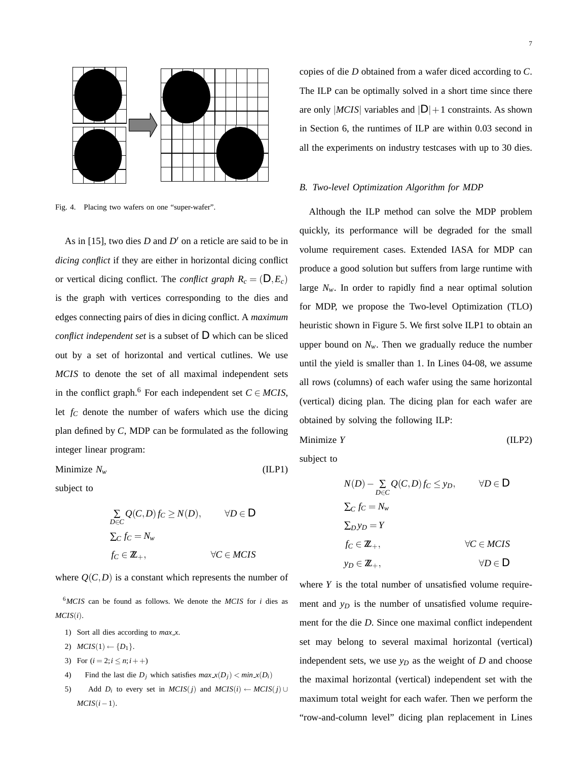Fig. 4. Placing two wafers on one "super-wafer".

As in [15], two dies $D$ and $D'$ on a reticle are said to be in *dicing conflict* if they are either in horizontal dicing conflict or vertical dicing conflict. The *conflict graph* $R_c = (\mathsf{D}, E_c)$ is the graph with vertices corresponding to the dies and edges connecting pairs of dies in dicing conflict. A *maximum conflict independent set* is a subset of $\mathsf{D}$ which can be sliced out by a set of horizontal and vertical cutlines. We use *MCIS* to denote the set of all maximal independent sets in the conflict graph.[6] For each independent set $C \in MCIS$, let $f_C$ denote the number of wafers which use the dicing plan defined by $C$, MDP can be formulated as the following integer linear program:

Minimize $N_w$ (ILP1)

subject to

$$\sum_{D \in C} Q(C,D) f_C \geq N(D), \qquad \forall D \in \mathsf{D}$$
$$\sum_C f_C = N_w$$
$$f_C \in \mathbb{Z}_+, \qquad \forall C \in MCIS$$

where $Q(C,D)$ is a constant which represents the number of copies of die $D$ obtained from a wafer diced according to $C$. The ILP can be optimally solved in a short time since there are only $|MCIS|$ variables and $|\mathsf{D}|+1$ constraints. As shown in Section 6, the runtimes of ILP are within 0.03 second in all the experiments on industry testcases with up to 30 dies.

[6] *MCIS* can be found as follows. We denote the *MCIS* for $i$ dies as $MCIS(i)$.

1) Sort all dies according to $max\_x$.
2) $MCIS(1) \leftarrow \{D_1\}$.
3) For $(i = 2; i \leq n; i++)$
4) Find the last die $D_j$ which satisfies $max\_x(D_j) < min\_x(D_i)$
5) Add $D_i$ to every set in $MCIS(j)$ and $MCIS(i) \leftarrow MCIS(j) \cup MCIS(i-1)$.

### B. Two-level Optimization Algorithm for MDP

Although the ILP method can solve the MDP problem quickly, its performance will be degraded for the small volume requirement cases. Extended IASA for MDP can produce a good solution but suffers from large runtime with large $N_w$. In order to rapidly find a near optimal solution for MDP, we propose the Two-level Optimization (TLO) heuristic shown in Figure 5. We first solve ILP1 to obtain an upper bound on $N_w$. Then we gradually reduce the number until the yield is smaller than 1. In Lines 04-08, we assume all rows (columns) of each wafer using the same horizontal (vertical) dicing plan. The dicing plan for each wafer are obtained by solving the following ILP:

Minimize $Y$ (ILP2)

subject to

$$N(D) - \sum_{D \in C} Q(C,D) f_C \leq y_D, \qquad \forall D \in \mathsf{D}$$
$$\sum_C f_C = N_w$$
$$\sum_D y_D = Y$$
$$f_C \in \mathbb{Z}_+, \qquad \forall C \in MCIS$$
$$y_D \in \mathbb{Z}_+, \qquad \forall D \in \mathsf{D}$$

where $Y$ is the total number of unsatisfied volume requirement and $y_D$ is the number of unsatisfied volume requirement for the die $D$. Since one maximal conflict independent set may belong to several maximal horizontal (vertical) independent sets, we use $y_D$ as the weight of $D$ and choose the maximal horizontal (vertical) independent set with the maximum total weight for each wafer. Then we perform the "row-and-column level" dicing plan replacement in Lines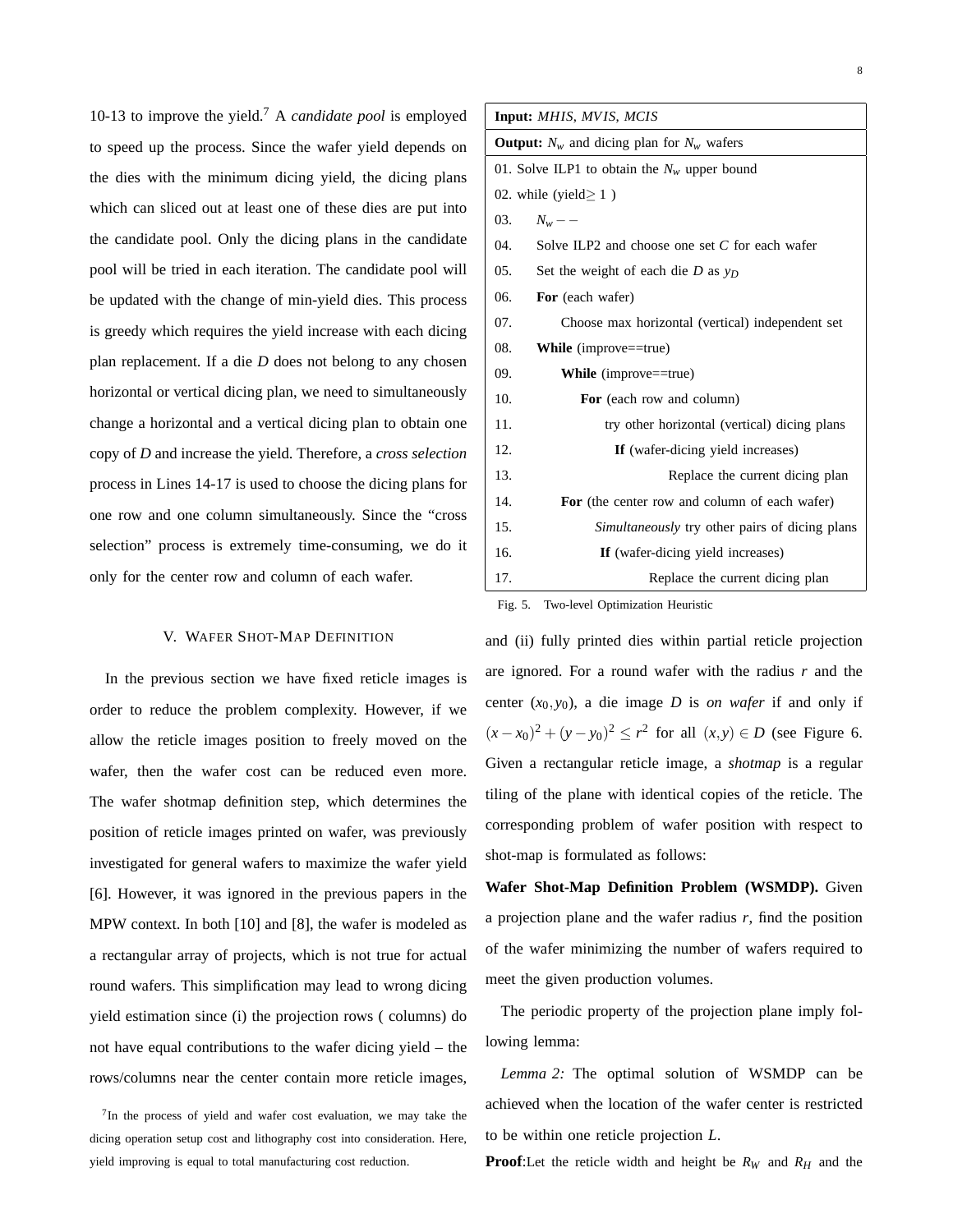10-13 to improve the yield.[7] A *candidate pool* is employed to speed up the process. Since the wafer yield depends on the dies with the minimum dicing yield, the dicing plans which can sliced out at least one of these dies are put into the candidate pool. Only the dicing plans in the candidate pool will be tried in each iteration. The candidate pool will be updated with the change of min-yield dies. This process is greedy which requires the yield increase with each dicing plan replacement. If a die $D$ does not belong to any chosen horizontal or vertical dicing plan, we need to simultaneously change a horizontal and a vertical dicing plan to obtain one copy of $D$ and increase the yield. Therefore, a *cross selection* process in Lines 14-17 is used to choose the dicing plans for one row and one column simultaneously. Since the "cross selection" process is extremely time-consuming, we do it only for the center row and column of each wafer.

```
Input: MHIS, MVIS, MCIS
Output: N_w and dicing plan for N_w wafers
01. Solve ILP1 to obtain the N_w upper bound
02. while (yield≥ 1 )
03.     N_w − −
04.     Solve ILP2 and choose one set C for each wafer
05.     Set the weight of each die D as y_D
06.     For (each wafer)
07.         Choose max horizontal (vertical) independent set
08.     While (improve==true)
09.         While (improve==true)
10.             For (each row and column)
11.                 try other horizontal (vertical) dicing plans
12.                 If (wafer-dicing yield increases)
13.                     Replace the current dicing plan
14.         For (the center row and column of each wafer)
15.             Simultaneously try other pairs of dicing plans
16.             If (wafer-dicing yield increases)
17.                 Replace the current dicing plan
```

Fig. 5. Two-level Optimization Heuristic

## V. Wafer Shot-Map Definition

In the previous section we have fixed reticle images is order to reduce the problem complexity. However, if we allow the reticle images position to freely moved on the wafer, then the wafer cost can be reduced even more. The wafer shotmap definition step, which determines the position of reticle images printed on wafer, was previously investigated for general wafers to maximize the wafer yield [6]. However, it was ignored in the previous papers in the MPW context. In both [10] and [8], the wafer is modeled as a rectangular array of projects, which is not true for actual round wafers. This simplification may lead to wrong dicing yield estimation since (i) the projection rows ( columns) do not have equal contributions to the wafer dicing yield – the rows/columns near the center contain more reticle images, and (ii) fully printed dies within partial reticle projection are ignored. For a round wafer with the radius $r$ and the center $(x_0, y_0)$, a die image $D$ is *on wafer* if and only if $(x-x_0)^2+(y-y_0)^2 \le r^2$ for all $(x,y) \in D$ (see Figure 6. Given a rectangular reticle image, a *shotmap* is a regular tiling of the plane with identical copies of the reticle. The corresponding problem of wafer position with respect to shot-map is formulated as follows:

[7] In the process of yield and wafer cost evaluation, we may take the dicing operation setup cost and lithography cost into consideration. Here, yield improving is equal to total manufacturing cost reduction.

**Wafer Shot-Map Definition Problem (WSMDP).** Given a projection plane and the wafer radius $r$, find the position of the wafer minimizing the number of wafers required to meet the given production volumes.

The periodic property of the projection plane imply following lemma:

*Lemma 2:* The optimal solution of WSMDP can be achieved when the location of the wafer center is restricted to be within one reticle projection $L$.

**Proof**:Let the reticle width and height be $R_W$ and $R_H$ and the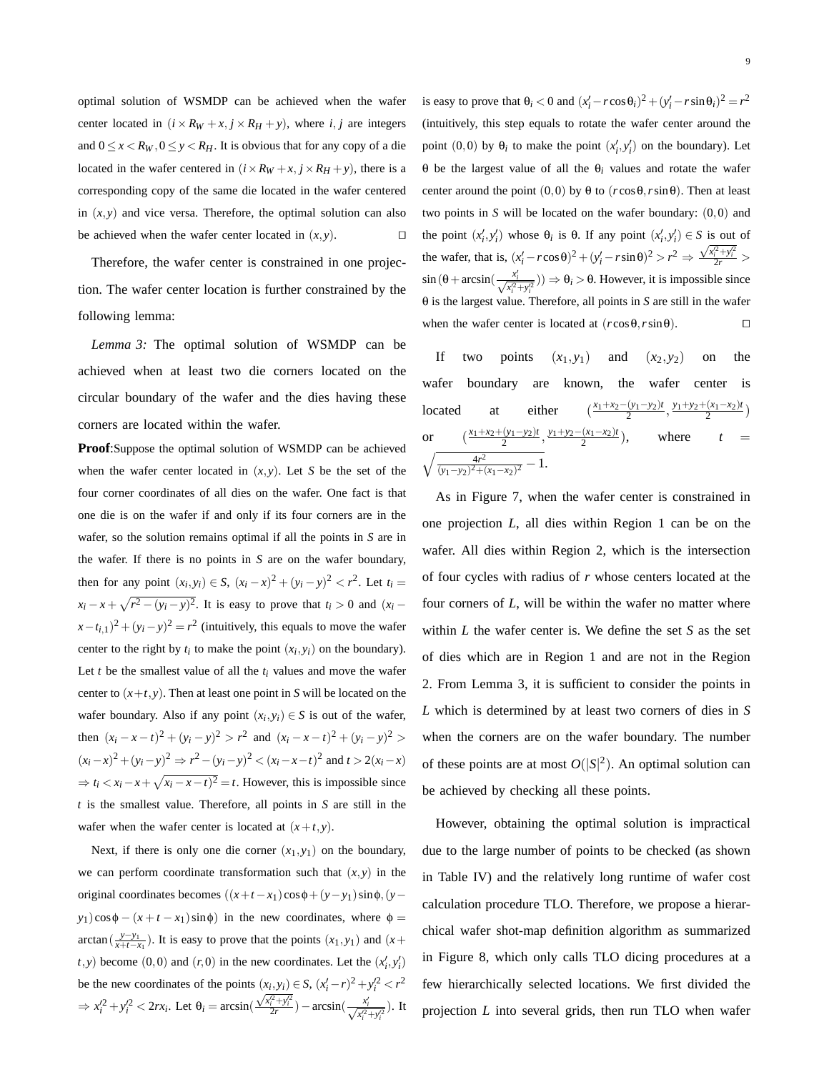optimal solution of WSMDP can be achieved when the wafer center located in $(i \times R_W + x, j \times R_H + y)$, where $i, j$ are integers and $0 \le x < R_W, 0 \le y < R_H$. It is obvious that for any copy of a die located in the wafer centered in $(i \times R_W + x, j \times R_H + y)$, there is a corresponding copy of the same die located in the wafer centered in $(x, y)$ and vice versa. Therefore, the optimal solution can also be achieved when the wafer center located in $(x, y)$. □

Therefore, the wafer center is constrained in one projection. The wafer center location is further constrained by the following lemma:

*Lemma 3:* The optimal solution of WSMDP can be achieved when at least two die corners located on the circular boundary of the wafer and the dies having these corners are located within the wafer.

**Proof**:Suppose the optimal solution of WSMDP can be achieved when the wafer center located in $(x, y)$. Let $S$ be the set of the four corner coordinates of all dies on the wafer. One fact is that one die is on the wafer if and only if its four corners are in the wafer, so the solution remains optimal if all the points in $S$ are in the wafer. If there is no points in $S$ are on the wafer boundary, then for any point $(x_i, y_i) \in S$, $(x_i - x)^2 + (y_i - y)^2 < r^2$. Let $t_i = x_i - x + \sqrt{r^2 - (y_i - y)^2}$. It is easy to prove that $t_i > 0$ and $(x_i - x - t_{i,1})^2 + (y_i - y)^2 = r^2$ (intuitively, this equals to move the wafer center to the right by $t_i$ to make the point $(x_i, y_i)$ on the boundary). Let $t$ be the smallest value of all the $t_i$ values and move the wafer center to $(x+t, y)$. Then at least one point in $S$ will be located on the wafer boundary. Also if any point $(x_i, y_i) \in S$ is out of the wafer, then $(x_i - x - t)^2 + (y_i - y)^2 > r^2$ and $(x_i - x - t)^2 + (y_i - y)^2 > (x_i - x)^2 + (y_i - y)^2 \Rightarrow r^2 - (y_i - y)^2 < (x_i - x - t)^2$ and $t > 2(x_i - x)$ $\Rightarrow t_i < x_i - x + \sqrt{x_i - x - t)^2} = t$. However, this is impossible since $t$ is the smallest value. Therefore, all points in $S$ are still in the wafer when the wafer center is located at $(x+t, y)$.

Next, if there is only one die corner $(x_1, y_1)$ on the boundary, we can perform coordinate transformation such that $(x, y)$ in the original coordinates becomes $((x+t-x_1)\cos\phi + (y-y_1)\sin\phi, (y-y_1)\cos\phi - (x+t-x_1)\sin\phi)$ in the new coordinates, where $\phi = \arctan(\frac{y-y_1}{x+t-x_1})$. It is easy to prove that the points $(x_1, y_1)$ and $(x+t, y)$ become $(0,0)$ and $(r, 0)$ in the new coordinates. Let the $(x'_i, y'_i)$ be the new coordinates of the points $(x_i, y_i) \in S$, $(x'_i - r)^2 + y'^2_i < r^2$ $\Rightarrow x'^2_i + y'^2_i < 2rx_i$. Let $\theta_i = \arcsin(\frac{\sqrt{x'^2_i + y'^2_i}}{2r}) - \arcsin(\frac{x'_i}{\sqrt{x'^2_i + y'^2_i}})$. It is easy to prove that $\theta_i < 0$ and $(x'_i - r\cos\theta_i)^2 + (y'_i - r\sin\theta_i)^2 = r^2$ (intuitively, this step equals to rotate the wafer center around the point $(0,0)$ by $\theta_i$ to make the point $(x'_i, y'_i)$ on the boundary). Let $\theta$ be the largest value of all the $\theta_i$ values and rotate the wafer center around the point $(0,0)$ by $\theta$ to $(r\cos\theta, r\sin\theta)$. Then at least two points in $S$ will be located on the wafer boundary: $(0,0)$ and the point $(x'_i, y'_i)$ whose $\theta_i$ is $\theta$. If any point $(x'_i, y'_i) \in S$ is out of the wafer, that is, $(x'_i - r\cos\theta)^2 + (y'_i - r\sin\theta)^2 > r^2 \Rightarrow \frac{\sqrt{x'^2_i + y'^2_i}}{2r} > \sin(\theta + \arcsin(\frac{x'_i}{\sqrt{x'^2_i + y'^2_i}})) \Rightarrow \theta_i > \theta$. However, it is impossible since $\theta$ is the largest value. Therefore, all points in $S$ are still in the wafer when the wafer center is located at $(r\cos\theta, r\sin\theta)$. □

If two points $(x_1, y_1)$ and $(x_2, y_2)$ on the wafer boundary are known, the wafer center is located at either $(\frac{x_1 + x_2 - (y_1 - y_2)t}{2}, \frac{y_1 + y_2 + (x_1 - x_2)t}{2})$ or $(\frac{x_1 + x_2 + (y_1 - y_2)t}{2}, \frac{y_1 + y_2 - (x_1 - x_2)t}{2})$, where $t = \sqrt{\frac{4r^2}{(y_1 - y_2)^2 + (x_1 - x_2)^2} - 1}$.

As in Figure 7, when the wafer center is constrained in one projection $L$, all dies within Region 1 can be on the wafer. All dies within Region 2, which is the intersection of four cycles with radius of $r$ whose centers located at the four corners of $L$, will be within the wafer no matter where within $L$ the wafer center is. We define the set $S$ as the set of dies which are in Region 1 and are not in the Region 2. From Lemma 3, it is sufficient to consider the points in $L$ which is determined by at least two corners of dies in $S$ when the corners are on the wafer boundary. The number of these points are at most $O(|S|^2)$. An optimal solution can be achieved by checking all these points.

However, obtaining the optimal solution is impractical due to the large number of points to be checked (as shown in Table IV) and the relatively long runtime of wafer cost calculation procedure TLO. Therefore, we propose a hierarchical wafer shot-map definition algorithm as summarized in Figure 8, which only calls TLO dicing procedures at a few hierarchically selected locations. We first divided the projection $L$ into several grids, then run TLO when wafer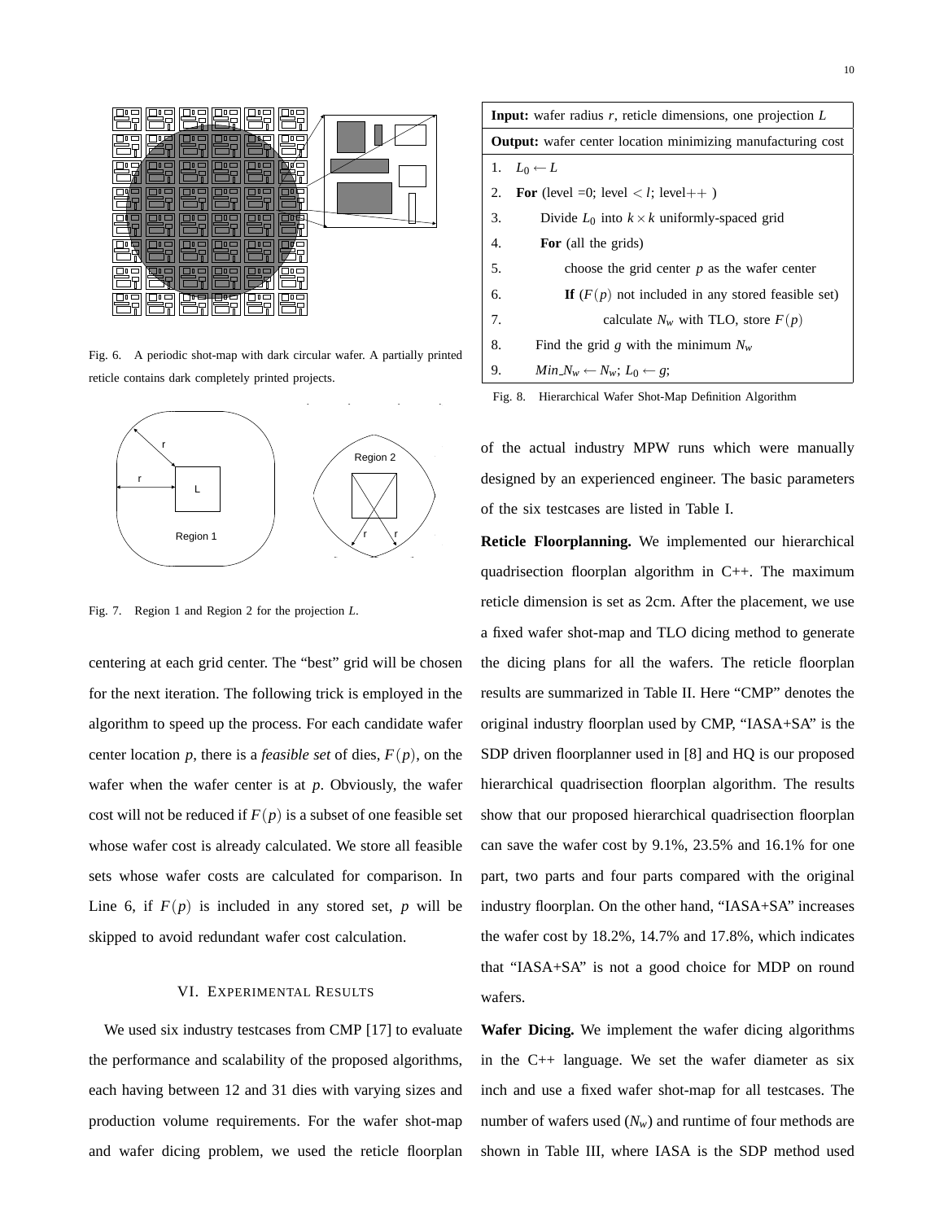Fig. 6. A periodic shot-map with dark circular wafer. A partially printed reticle contains dark completely printed projects.

Fig. 7. Region 1 and Region 2 for the projection $L$.

centering at each grid center. The "best" grid will be chosen for the next iteration. The following trick is employed in the algorithm to speed up the process. For each candidate wafer center location $p$, there is a *feasible set* of dies, $F(p)$, on the wafer when the wafer center is at $p$. Obviously, the wafer cost will not be reduced if $F(p)$ is a subset of one feasible set whose wafer cost is already calculated. We store all feasible sets whose wafer costs are calculated for comparison. In Line 6, if $F(p)$ is included in any stored set, $p$ will be skipped to avoid redundant wafer cost calculation.

## VI. Experimental Results

We used six industry testcases from CMP [17] to evaluate the performance and scalability of the proposed algorithms, each having between 12 and 31 dies with varying sizes and production volume requirements. For the wafer shot-map and wafer dicing problem, we used the reticle floorplan

| **Input:** wafer radius $r$, reticle dimensions, one projection $L$ |
|---|
| **Output:** wafer center location minimizing manufacturing cost |
| 1. $L_0 \leftarrow L$ |
| 2. **For** (level =0; level $< l$; level$++$ ) |
| 3. Divide $L_0$ into $k \times k$ uniformly-spaced grid |
| 4. **For** (all the grids) |
| 5. choose the grid center $p$ as the wafer center |
| 6. **If** ($F(p)$ not included in any stored feasible set) |
| 7. calculate $N_w$ with TLO, store $F(p)$ |
| 8. Find the grid $g$ with the minimum $N_w$ |
| 9. $Min\_N_w \leftarrow N_w$; $L_0 \leftarrow g$; |

Fig. 8. Hierarchical Wafer Shot-Map Definition Algorithm

of the actual industry MPW runs which were manually designed by an experienced engineer. The basic parameters of the six testcases are listed in Table I.

**Reticle Floorplanning.** We implemented our hierarchical quadrisection floorplan algorithm in C++. The maximum reticle dimension is set as 2cm. After the placement, we use a fixed wafer shot-map and TLO dicing method to generate the dicing plans for all the wafers. The reticle floorplan results are summarized in Table II. Here "CMP" denotes the original industry floorplan used by CMP, "IASA+SA" is the SDP driven floorplanner used in [8] and HQ is our proposed hierarchical quadrisection floorplan algorithm. The results show that our proposed hierarchical quadrisection floorplan can save the wafer cost by 9.1%, 23.5% and 16.1% for one part, two parts and four parts compared with the original industry floorplan. On the other hand, "IASA+SA" increases the wafer cost by 18.2%, 14.7% and 17.8%, which indicates that "IASA+SA" is not a good choice for MDP on round wafers.

**Wafer Dicing.** We implement the wafer dicing algorithms in the C++ language. We set the wafer diameter as six inch and use a fixed wafer shot-map for all testcases. The number of wafers used ($N_w$) and runtime of four methods are shown in Table III, where IASA is the SDP method used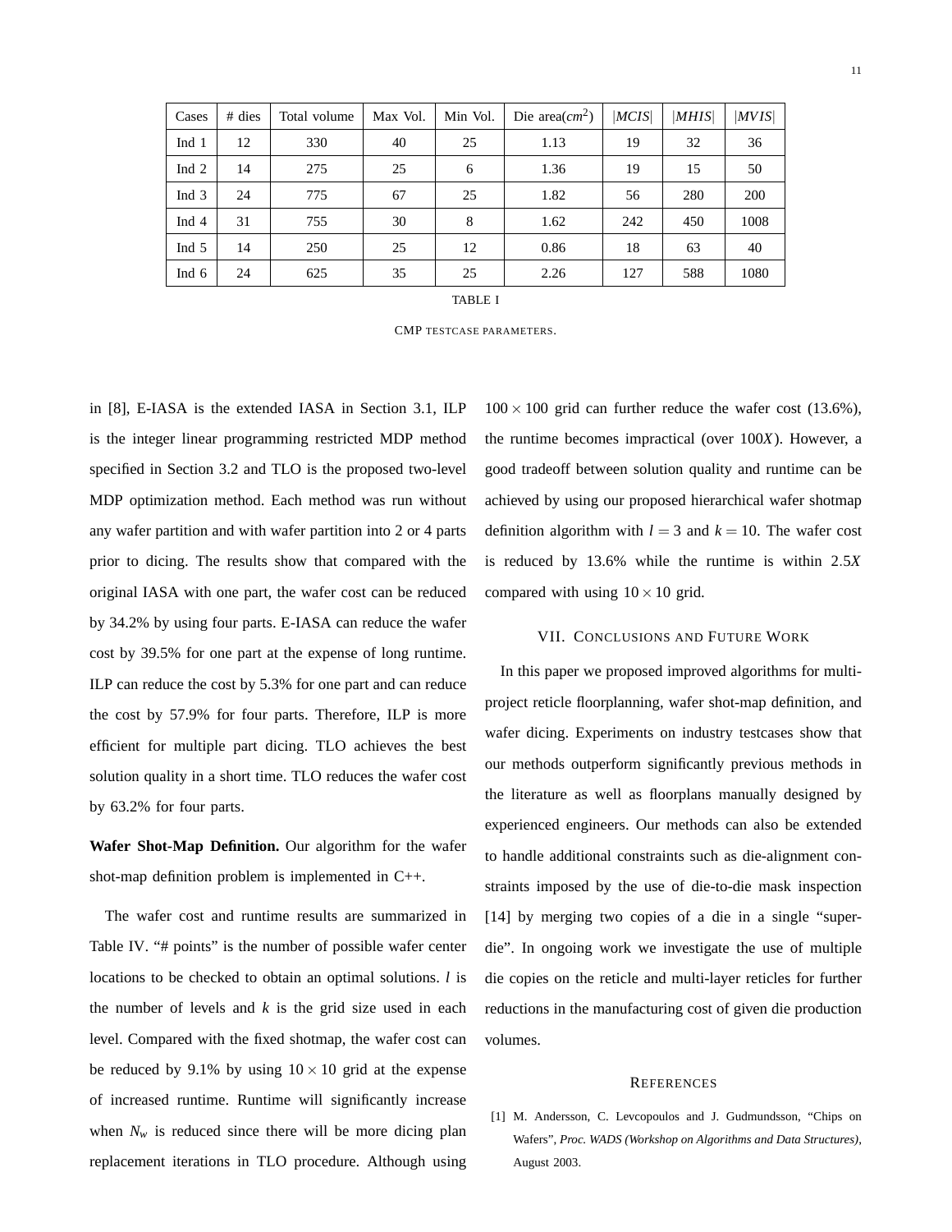| Cases | # dies | Total volume | Max Vol. | Min Vol. | Die area($cm^2$) | $\|MCIS\|$ | $\|MHIS\|$ | $\|MVIS\|$ |
|---|---|---|---|---|---|---|---|---|
| Ind 1 | 12 | 330 | 40 | 25 | 1.13 | 19 | 32 | 36 |
| Ind 2 | 14 | 275 | 25 | 6 | 1.36 | 19 | 15 | 50 |
| Ind 3 | 24 | 775 | 67 | 25 | 1.82 | 56 | 280 | 200 |
| Ind 4 | 31 | 755 | 30 | 8 | 1.62 | 242 | 450 | 1008 |
| Ind 5 | 14 | 250 | 25 | 12 | 0.86 | 18 | 63 | 40 |
| Ind 6 | 24 | 625 | 35 | 25 | 2.26 | 127 | 588 | 1080 |

TABLE I

CMP TESTCASE PARAMETERS.

in [8], E-IASA is the extended IASA in Section 3.1, ILP is the integer linear programming restricted MDP method specified in Section 3.2 and TLO is the proposed two-level MDP optimization method. Each method was run without any wafer partition and with wafer partition into 2 or 4 parts prior to dicing. The results show that compared with the original IASA with one part, the wafer cost can be reduced by 34.2% by using four parts. E-IASA can reduce the wafer cost by 39.5% for one part at the expense of long runtime. ILP can reduce the cost by 5.3% for one part and can reduce the cost by 57.9% for four parts. Therefore, ILP is more efficient for multiple part dicing. TLO achieves the best solution quality in a short time. TLO reduces the wafer cost by 63.2% for four parts.

**Wafer Shot-Map Definition.** Our algorithm for the wafer shot-map definition problem is implemented in C++.

The wafer cost and runtime results are summarized in Table IV. "# points" is the number of possible wafer center locations to be checked to obtain an optimal solutions. $l$ is the number of levels and $k$ is the grid size used in each level. Compared with the fixed shotmap, the wafer cost can be reduced by 9.1% by using $10 \times 10$ grid at the expense of increased runtime. Runtime will significantly increase when $N_w$ is reduced since there will be more dicing plan replacement iterations in TLO procedure. Although using $100 \times 100$ grid can further reduce the wafer cost (13.6%), the runtime becomes impractical (over $100X$). However, a good tradeoff between solution quality and runtime can be achieved by using our proposed hierarchical wafer shotmap definition algorithm with $l = 3$ and $k = 10$. The wafer cost is reduced by 13.6% while the runtime is within $2.5X$ compared with using $10 \times 10$ grid.

## VII. Conclusions and Future Work

In this paper we proposed improved algorithms for multi-project reticle floorplanning, wafer shot-map definition, and wafer dicing. Experiments on industry testcases show that our methods outperform significantly previous methods in the literature as well as floorplans manually designed by experienced engineers. Our methods can also be extended to handle additional constraints such as die-alignment constraints imposed by the use of die-to-die mask inspection [14] by merging two copies of a die in a single "super-die". In ongoing work we investigate the use of multiple die copies on the reticle and multi-layer reticles for further reductions in the manufacturing cost of given die production volumes.

## References

[1] M. Andersson, C. Levcopoulos and J. Gudmundsson, "Chips on Wafers", *Proc. WADS (Workshop on Algorithms and Data Structures)*, August 2003.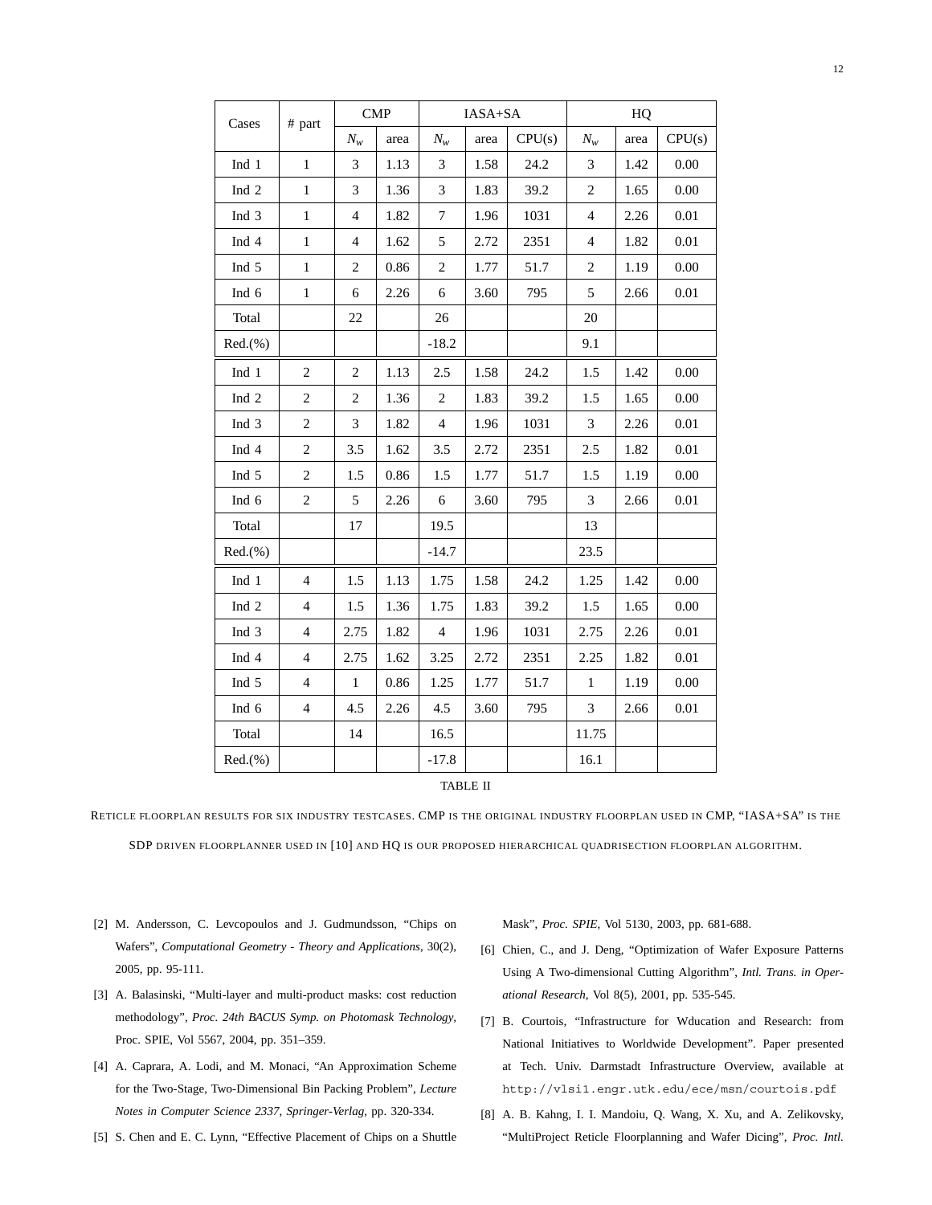| Cases | # part | CMP | | IASA+SA | | | HQ | | |
|---|---|---|---|---|---|---|---|---|---|
| | | $N_w$ | area | $N_w$ | area | CPU(s) | $N_w$ | area | CPU(s) |
| Ind 1 | 1 | 3 | 1.13 | 3 | 1.58 | 24.2 | 3 | 1.42 | 0.00 |
| Ind 2 | 1 | 3 | 1.36 | 3 | 1.83 | 39.2 | 2 | 1.65 | 0.00 |
| Ind 3 | 1 | 4 | 1.82 | 7 | 1.96 | 1031 | 4 | 2.26 | 0.01 |
| Ind 4 | 1 | 4 | 1.62 | 5 | 2.72 | 2351 | 4 | 1.82 | 0.01 |
| Ind 5 | 1 | 2 | 0.86 | 2 | 1.77 | 51.7 | 2 | 1.19 | 0.00 |
| Ind 6 | 1 | 6 | 2.26 | 6 | 3.60 | 795 | 5 | 2.66 | 0.01 |
| Total | | 22 | | 26 | | | 20 | | |
| Red.(%) | | | | -18.2 | | | 9.1 | | |
| Ind 1 | 2 | 2 | 1.13 | 2.5 | 1.58 | 24.2 | 1.5 | 1.42 | 0.00 |
| Ind 2 | 2 | 2 | 1.36 | 2 | 1.83 | 39.2 | 1.5 | 1.65 | 0.00 |
| Ind 3 | 2 | 3 | 1.82 | 4 | 1.96 | 1031 | 3 | 2.26 | 0.01 |
| Ind 4 | 2 | 3.5 | 1.62 | 3.5 | 2.72 | 2351 | 2.5 | 1.82 | 0.01 |
| Ind 5 | 2 | 1.5 | 0.86 | 1.5 | 1.77 | 51.7 | 1.5 | 1.19 | 0.00 |
| Ind 6 | 2 | 5 | 2.26 | 6 | 3.60 | 795 | 3 | 2.66 | 0.01 |
| Total | | 17 | | 19.5 | | | 13 | | |
| Red.(%) | | | | -14.7 | | | 23.5 | | |
| Ind 1 | 4 | 1.5 | 1.13 | 1.75 | 1.58 | 24.2 | 1.25 | 1.42 | 0.00 |
| Ind 2 | 4 | 1.5 | 1.36 | 1.75 | 1.83 | 39.2 | 1.5 | 1.65 | 0.00 |
| Ind 3 | 4 | 2.75 | 1.82 | 4 | 1.96 | 1031 | 2.75 | 2.26 | 0.01 |
| Ind 4 | 4 | 2.75 | 1.62 | 3.25 | 2.72 | 2351 | 2.25 | 1.82 | 0.01 |
| Ind 5 | 4 | 1 | 0.86 | 1.25 | 1.77 | 51.7 | 1 | 1.19 | 0.00 |
| Ind 6 | 4 | 4.5 | 2.26 | 4.5 | 3.60 | 795 | 3 | 2.66 | 0.01 |
| Total | | 14 | | 16.5 | | | 11.75 | | |
| Red.(%) | | | | -17.8 | | | 16.1 | | |

TABLE II

RETICLE FLOORPLAN RESULTS FOR SIX INDUSTRY TESTCASES. CMP IS THE ORIGINAL INDUSTRY FLOORPLAN USED IN CMP, "IASA+SA" IS THE SDP DRIVEN FLOORPLANNER USED IN [10] AND HQ IS OUR PROPOSED HIERARCHICAL QUADRISECTION FLOORPLAN ALGORITHM.

[2] M. Andersson, C. Levcopoulos and J. Gudmundsson, "Chips on Wafers", *Computational Geometry - Theory and Applications*, 30(2), 2005, pp. 95-111.

[3] A. Balasinski, "Multi-layer and multi-product masks: cost reduction methodology", *Proc. 24th BACUS Symp. on Photomask Technology*, Proc. SPIE, Vol 5567, 2004, pp. 351–359.

[4] A. Caprara, A. Lodi, and M. Monaci, "An Approximation Scheme for the Two-Stage, Two-Dimensional Bin Packing Problem", *Lecture Notes in Computer Science 2337, Springer-Verlag*, pp. 320-334.

[5] S. Chen and E. C. Lynn, "Effective Placement of Chips on a Shuttle Mask", *Proc. SPIE*, Vol 5130, 2003, pp. 681-688.

[6] Chien, C., and J. Deng, "Optimization of Wafer Exposure Patterns Using A Two-dimensional Cutting Algorithm", *Intl. Trans. in Operational Research*, Vol 8(5), 2001, pp. 535-545.

[7] B. Courtois, "Infrastructure for Wducation and Research: from National Initiatives to Worldwide Development". Paper presented at Tech. Univ. Darmstadt Infrastructure Overview, available at `http://vlsi1.engr.utk.edu/ece/msn/courtois.pdf`

[8] A. B. Kahng, I. I. Mandoiu, Q. Wang, X. Xu, and A. Zelikovsky, "MultiProject Reticle Floorplanning and Wafer Dicing", *Proc. Intl.*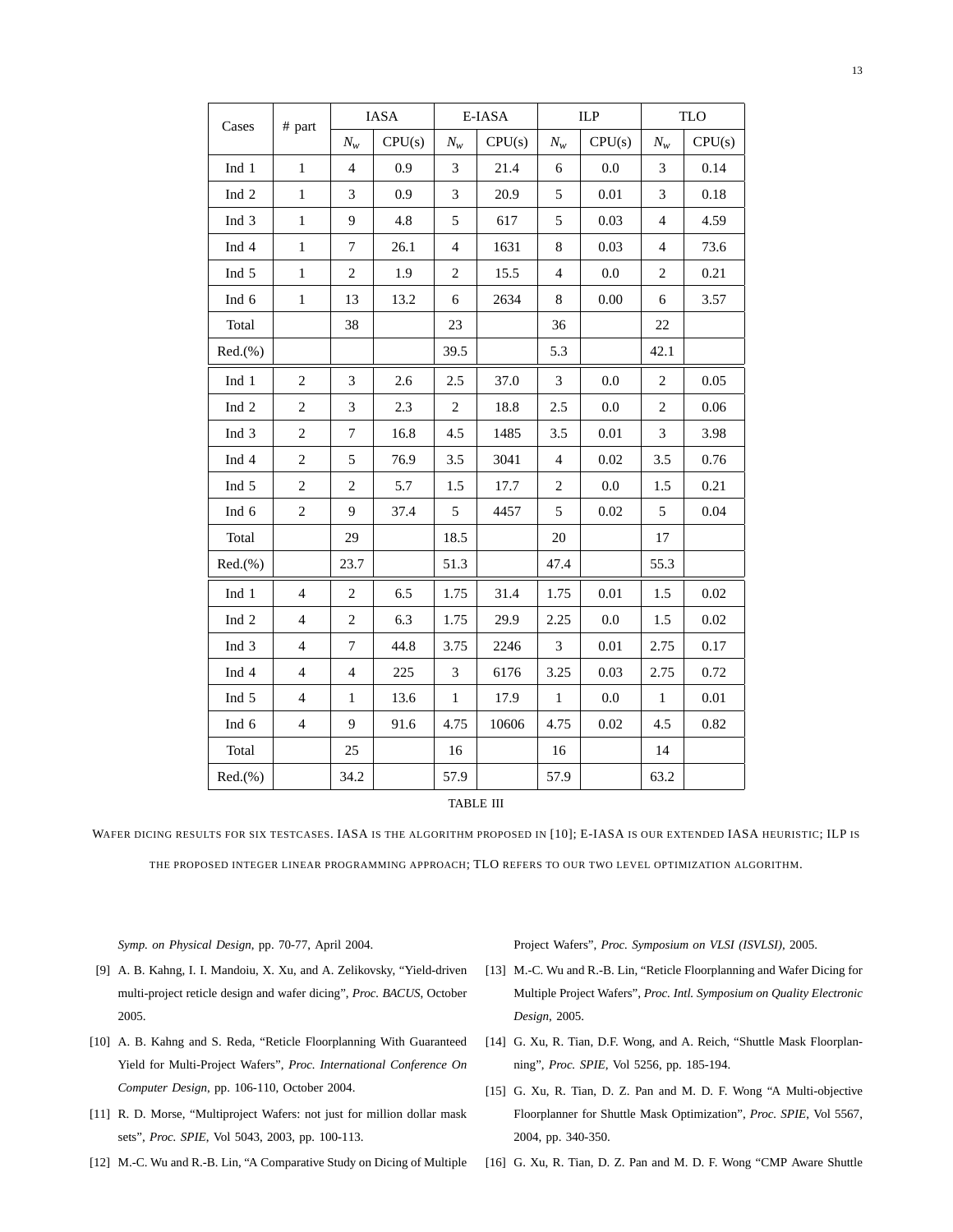| Cases | # part | IASA | | E-IASA | | ILP | | TLO | |
|---|---|---|---|---|---|---|---|---|---|
| | | $N_w$ | CPU(s) | $N_w$ | CPU(s) | $N_w$ | CPU(s) | $N_w$ | CPU(s) |
| Ind 1 | 1 | 4 | 0.9 | 3 | 21.4 | 6 | 0.0 | 3 | 0.14 |
| Ind 2 | 1 | 3 | 0.9 | 3 | 20.9 | 5 | 0.01 | 3 | 0.18 |
| Ind 3 | 1 | 9 | 4.8 | 5 | 617 | 5 | 0.03 | 4 | 4.59 |
| Ind 4 | 1 | 7 | 26.1 | 4 | 1631 | 8 | 0.03 | 4 | 73.6 |
| Ind 5 | 1 | 2 | 1.9 | 2 | 15.5 | 4 | 0.0 | 2 | 0.21 |
| Ind 6 | 1 | 13 | 13.2 | 6 | 2634 | 8 | 0.00 | 6 | 3.57 |
| Total | | 38 | | 23 | | 36 | | 22 | |
| Red.(%) | | | | 39.5 | | 5.3 | | 42.1 | |
| Ind 1 | 2 | 3 | 2.6 | 2.5 | 37.0 | 3 | 0.0 | 2 | 0.05 |
| Ind 2 | 2 | 3 | 2.3 | 2 | 18.8 | 2.5 | 0.0 | 2 | 0.06 |
| Ind 3 | 2 | 7 | 16.8 | 4.5 | 1485 | 3.5 | 0.01 | 3 | 3.98 |
| Ind 4 | 2 | 5 | 76.9 | 3.5 | 3041 | 4 | 0.02 | 3.5 | 0.76 |
| Ind 5 | 2 | 2 | 5.7 | 1.5 | 17.7 | 2 | 0.0 | 1.5 | 0.21 |
| Ind 6 | 2 | 9 | 37.4 | 5 | 4457 | 5 | 0.02 | 5 | 0.04 |
| Total | | 29 | | 18.5 | | 20 | | 17 | |
| Red.(%) | | 23.7 | | 51.3 | | 47.4 | | 55.3 | |
| Ind 1 | 4 | 2 | 6.5 | 1.75 | 31.4 | 1.75 | 0.01 | 1.5 | 0.02 |
| Ind 2 | 4 | 2 | 6.3 | 1.75 | 29.9 | 2.25 | 0.0 | 1.5 | 0.02 |
| Ind 3 | 4 | 7 | 44.8 | 3.75 | 2246 | 3 | 0.01 | 2.75 | 0.17 |
| Ind 4 | 4 | 4 | 225 | 3 | 6176 | 3.25 | 0.03 | 2.75 | 0.72 |
| Ind 5 | 4 | 1 | 13.6 | 1 | 17.9 | 1 | 0.0 | 1 | 0.01 |
| Ind 6 | 4 | 9 | 91.6 | 4.75 | 10606 | 4.75 | 0.02 | 4.5 | 0.82 |
| Total | | 25 | | 16 | | 16 | | 14 | |
| Red.(%) | | 34.2 | | 57.9 | | 57.9 | | 63.2 | |

TABLE III

WAFER DICING RESULTS FOR SIX TESTCASES. IASA IS THE ALGORITHM PROPOSED IN [10]; E-IASA IS OUR EXTENDED IASA HEURISTIC; ILP IS THE PROPOSED INTEGER LINEAR PROGRAMMING APPROACH; TLO REFERS TO OUR TWO LEVEL OPTIMIZATION ALGORITHM.

*Symp. on Physical Design*, pp. 70-77, April 2004.

[9] A. B. Kahng, I. I. Mandoiu, X. Xu, and A. Zelikovsky, "Yield-driven multi-project reticle design and wafer dicing", *Proc. BACUS*, October 2005.

[10] A. B. Kahng and S. Reda, "Reticle Floorplanning With Guaranteed Yield for Multi-Project Wafers", *Proc. International Conference On Computer Design*, pp. 106-110, October 2004.

[11] R. D. Morse, "Multiproject Wafers: not just for million dollar mask sets", *Proc. SPIE*, Vol 5043, 2003, pp. 100-113.

[12] M.-C. Wu and R.-B. Lin, "A Comparative Study on Dicing of Multiple Project Wafers", *Proc. Symposium on VLSI (ISVLSI)*, 2005.

[13] M.-C. Wu and R.-B. Lin, "Reticle Floorplanning and Wafer Dicing for Multiple Project Wafers", *Proc. Intl. Symposium on Quality Electronic Design*, 2005.

[14] G. Xu, R. Tian, D.F. Wong, and A. Reich, "Shuttle Mask Floorplanning", *Proc. SPIE*, Vol 5256, pp. 185-194.

[15] G. Xu, R. Tian, D. Z. Pan and M. D. F. Wong "A Multi-objective Floorplanner for Shuttle Mask Optimization", *Proc. SPIE*, Vol 5567, 2004, pp. 340-350.

[16] G. Xu, R. Tian, D. Z. Pan and M. D. F. Wong "CMP Aware Shuttle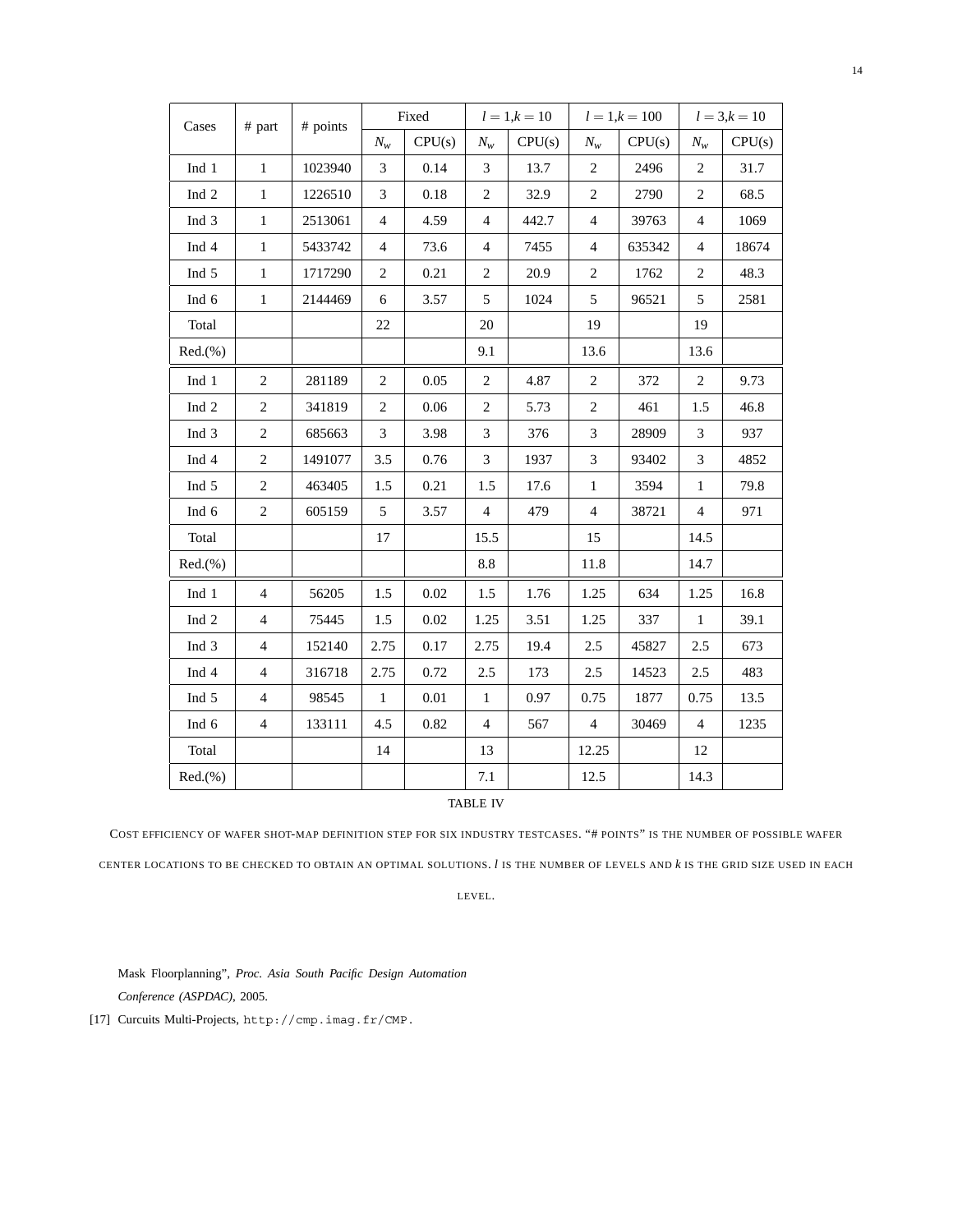| Cases | # part | # points | Fixed | | $l=1,k=10$ | | $l=1,k=100$ | | $l=3,k=10$ | |
|---|---|---|---|---|---|---|---|---|---|---|
| | | | $N_w$ | CPU(s) | $N_w$ | CPU(s) | $N_w$ | CPU(s) | $N_w$ | CPU(s) |
| Ind 1 | 1 | 1023940 | 3 | 0.14 | 3 | 13.7 | 2 | 2496 | 2 | 31.7 |
| Ind 2 | 1 | 1226510 | 3 | 0.18 | 2 | 32.9 | 2 | 2790 | 2 | 68.5 |
| Ind 3 | 1 | 2513061 | 4 | 4.59 | 4 | 442.7 | 4 | 39763 | 4 | 1069 |
| Ind 4 | 1 | 5433742 | 4 | 73.6 | 4 | 7455 | 4 | 635342 | 4 | 18674 |
| Ind 5 | 1 | 1717290 | 2 | 0.21 | 2 | 20.9 | 2 | 1762 | 2 | 48.3 |
| Ind 6 | 1 | 2144469 | 6 | 3.57 | 5 | 1024 | 5 | 96521 | 5 | 2581 |
| Total | | | 22 | | 20 | | 19 | | 19 | |
| Red.(%) | | | | | 9.1 | | 13.6 | | 13.6 | |
| Ind 1 | 2 | 281189 | 2 | 0.05 | 2 | 4.87 | 2 | 372 | 2 | 9.73 |
| Ind 2 | 2 | 341819 | 2 | 0.06 | 2 | 5.73 | 2 | 461 | 1.5 | 46.8 |
| Ind 3 | 2 | 685663 | 3 | 3.98 | 3 | 376 | 3 | 28909 | 3 | 937 |
| Ind 4 | 2 | 1491077 | 3.5 | 0.76 | 3 | 1937 | 3 | 93402 | 3 | 4852 |
| Ind 5 | 2 | 463405 | 1.5 | 0.21 | 1.5 | 17.6 | 1 | 3594 | 1 | 79.8 |
| Ind 6 | 2 | 605159 | 5 | 3.57 | 4 | 479 | 4 | 38721 | 4 | 971 |
| Total | | | 17 | | 15.5 | | 15 | | 14.5 | |
| Red.(%) | | | | | 8.8 | | 11.8 | | 14.7 | |
| Ind 1 | 4 | 56205 | 1.5 | 0.02 | 1.5 | 1.76 | 1.25 | 634 | 1.25 | 16.8 |
| Ind 2 | 4 | 75445 | 1.5 | 0.02 | 1.25 | 3.51 | 1.25 | 337 | 1 | 39.1 |
| Ind 3 | 4 | 152140 | 2.75 | 0.17 | 2.75 | 19.4 | 2.5 | 45827 | 2.5 | 673 |
| Ind 4 | 4 | 316718 | 2.75 | 0.72 | 2.5 | 173 | 2.5 | 14523 | 2.5 | 483 |
| Ind 5 | 4 | 98545 | 1 | 0.01 | 1 | 0.97 | 0.75 | 1877 | 0.75 | 13.5 |
| Ind 6 | 4 | 133111 | 4.5 | 0.82 | 4 | 567 | 4 | 30469 | 4 | 1235 |
| Total | | | 14 | | 13 | | 12.25 | | 12 | |
| Red.(%) | | | | | 7.1 | | 12.5 | | 14.3 | |

TABLE IV

COST EFFICIENCY OF WAFER SHOT-MAP DEFINITION STEP FOR SIX INDUSTRY TESTCASES. "# POINTS" IS THE NUMBER OF POSSIBLE WAFER CENTER LOCATIONS TO BE CHECKED TO OBTAIN AN OPTIMAL SOLUTIONS. $l$ IS THE NUMBER OF LEVELS AND $k$ IS THE GRID SIZE USED IN EACH LEVEL.

Mask Floorplanning", *Proc. Asia South Pacific Design Automation Conference (ASPDAC)*, 2005.

[17] Curcuits Multi-Projects, `http://cmp.imag.fr/CMP`.